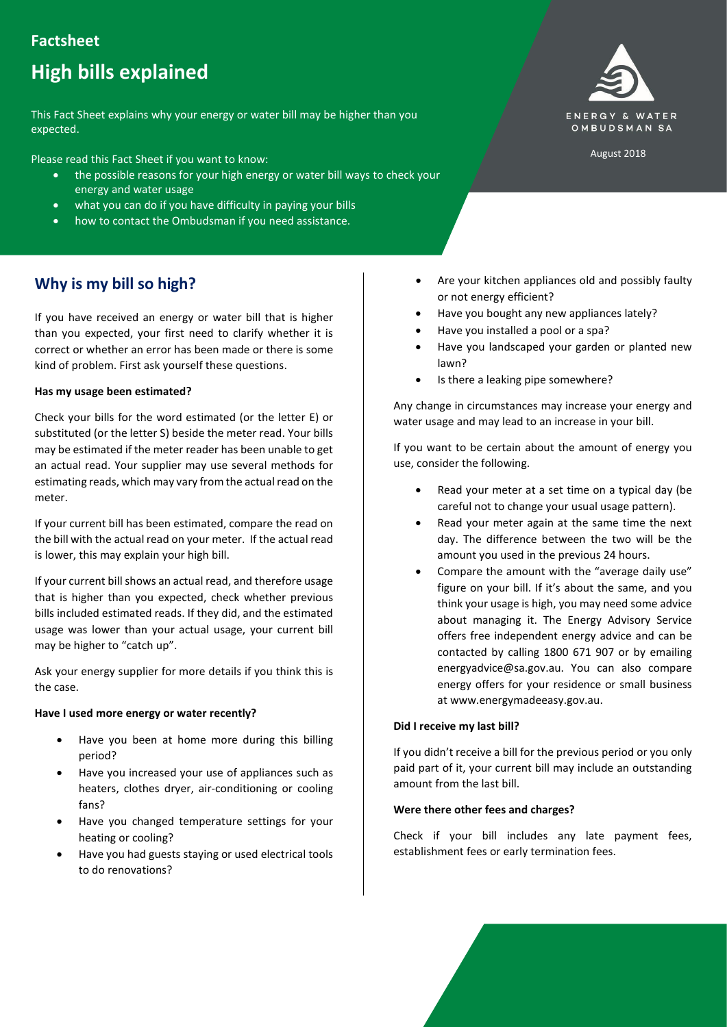**Factsheet**

# High bills explained

This Fact Sheet explains why your energy or water bill may be higher than you expected.

Please read this Fact Sheet if you want to know:

- the possible reasons for your high energy or water bill ways to check your energy and water usage
- what you can do if you have difficulty in paying your bills
- how to contact the Ombudsman if you need assistance.

ENERGY & WATER OMBUDSMAN SA

August 2018

## Why is my bill so high?

If you have received an energy or water bill that is higher than you expected, your first need to clarify whether it is correct or whether an error has been made or there is some kind of problem. First ask yourself these questions.

**Has my usage been estimated?**

Check your bills for the word estimated (or the letter E) or substituted (or the letter S) beside the meter read. Your bills may be estimated if the meter reader has been unable to get an actual read. Your supplier may use several methods for estimating reads, which may vary from the actual read on the meter.

If your current bill has been estimated, compare the read on the bill with the actual read on your meter. If the actual read is lower, this may explain your high bill.

If your current bill shows an actual read, and therefore usage that is higher than you expected, check whether previous bills included estimated reads. If they did, and the estimated usage was lower than your actual usage, your current bill may be higher to "catch up".

Ask your energy supplier for more details if you think this is the case.

**Have I used more energy or water recently?**

- Have you been at home more during this billing period?
- Have you increased your use of appliances such as heaters, clothes dryer, air-conditioning or cooling fans?
- Have you changed temperature settings for your heating or cooling?
- Have you had guests staying or used electrical tools to do renovations?
- Are your kitchen appliances old and possibly faulty or not energy efficient?
- Have you bought any new appliances lately?
- Have you installed a pool or a spa?
- Have you landscaped your garden or planted new lawn?
- Is there a leaking pipe somewhere?

Any change in circumstances may increase your energy and water usage and may lead to an increase in your bill.

If you want to be certain about the amount of energy you use, consider the following.

- Read your meter at a set time on a typical day (be careful not to change your usual usage pattern).
- Read your meter again at the same time the next day. The difference between the two will be the amount you used in the previous 24 hours.
- Compare the amount with the "average daily use" figure on your bill. If it's about the same, and you think your usage is high, you may need some advice about managing it. The Energy Advisory Service offers free independent energy advice and can be contacted by calling 1800 671 907 or by emailing energyadvice@sa.gov.au. You can also compare energy offers for your residence or small business at www.energymadeeasy.gov.au.

**Did I receive my last bill?**

If you didn't receive a bill for the previous period or you only paid part of it, your current bill may include an outstanding amount from the last bill.

**Were there other fees and charges?**

Check if your bill includes any late payment fees, establishment fees or early termination fees.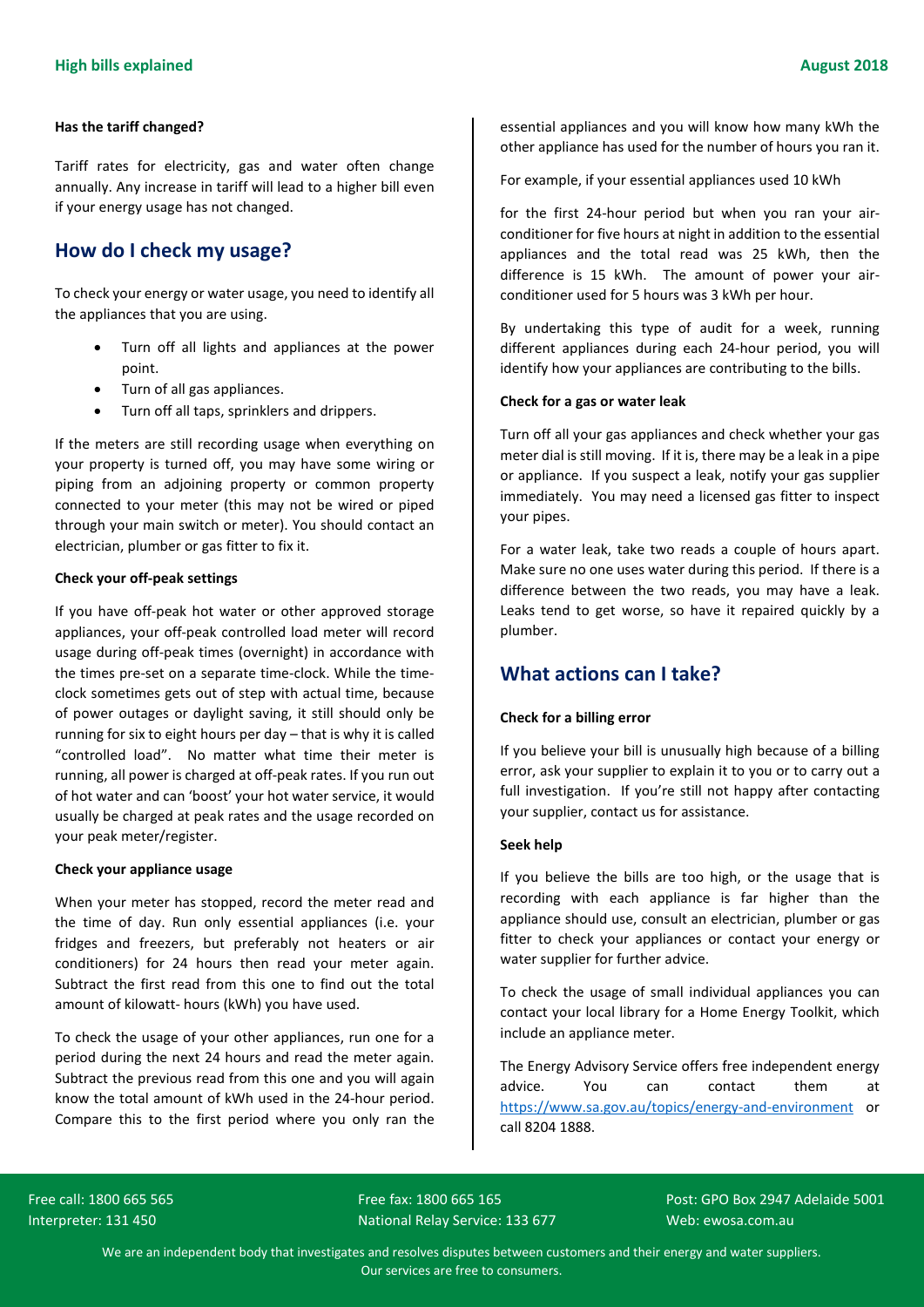#### Has the tariff changed?

Tariff rates for electricity, gas and water often change annually. Any increase in tariff will lead to a higher bill even if your energy usage has not changed.

## How do I check my usage?

To check your energy or water usage, you need to identify all the appliances that you are using.

- Turn off all lights and appliances at the power point.
- Turn of all gas appliances.
- Turn off all taps, sprinklers and drippers.

If the meters are still recording usage when everything on your property is turned off, you may have some wiring or piping from an adjoining property or common property connected to your meter (this may not be wired or piped through your main switch or meter). You should contact an electrician, plumber or gas fitter to fix it.

#### Check your off-peak settings

If you have off-peak hot water or other approved storage appliances, your off-peak controlled load meter will record usage during off-peak times (overnight) in accordance with the times pre-set on a separate time-clock. While the time-clock sometimes gets out of step with actual time, because of power outages or daylight saving, it still should only be running for six to eight hours per day – that is why it is called "controlled load". No matter what time their meter is running, all power is charged at off-peak rates. If you run out of hot water and can 'boost' your hot water service, it would usually be charged at peak rates and the usage recorded on your peak meter/register.

#### Check your appliance usage

When your meter has stopped, record the meter read and the time of day. Run only essential appliances (i.e. your fridges and freezers, but preferably not heaters or air conditioners) for 24 hours then read your meter again. Subtract the first read from this one to find out the total amount of kilowatt- hours (kWh) you have used.

To check the usage of your other appliances, run one for a period during the next 24 hours and read the meter again. Subtract the previous read from this one and you will again know the total amount of kWh used in the 24-hour period. Compare this to the first period where you only ran the essential appliances and you will know how many kWh the other appliance has used for the number of hours you ran it.

For example, if your essential appliances used 10 kWh

for the first 24-hour period but when you ran your air-conditioner for five hours at night in addition to the essential appliances and the total read was 25 kWh, then the difference is 15 kWh. The amount of power your air-conditioner used for 5 hours was 3 kWh per hour.

By undertaking this type of audit for a week, running different appliances during each 24-hour period, you will identify how your appliances are contributing to the bills.

#### Check for a gas or water leak

Turn off all your gas appliances and check whether your gas meter dial is still moving. If it is, there may be a leak in a pipe or appliance. If you suspect a leak, notify your gas supplier immediately. You may need a licensed gas fitter to inspect your pipes.

For a water leak, take two reads a couple of hours apart. Make sure no one uses water during this period. If there is a difference between the two reads, you may have a leak. Leaks tend to get worse, so have it repaired quickly by a plumber.

## What actions can I take?

#### Check for a billing error

If you believe your bill is unusually high because of a billing error, ask your supplier to explain it to you or to carry out a full investigation. If you're still not happy after contacting your supplier, contact us for assistance.

#### Seek help

If you believe the bills are too high, or the usage that is recording with each appliance is far higher than the appliance should use, consult an electrician, plumber or gas fitter to check your appliances or contact your energy or water supplier for further advice.

To check the usage of small individual appliances you can contact your local library for a Home Energy Toolkit, which include an appliance meter.

The Energy Advisory Service offers free independent energy advice. You can contact them at https://www.sa.gov.au/topics/energy-and-environment or call 8204 1888.

Free call: 1800 665 565
Interpreter: 131 450

Free fax: 1800 665 165
National Relay Service: 133 677

Post: GPO Box 2947 Adelaide 5001
Web: ewosa.com.au

We are an independent body that investigates and resolves disputes between customers and their energy and water suppliers.
Our services are free to consumers.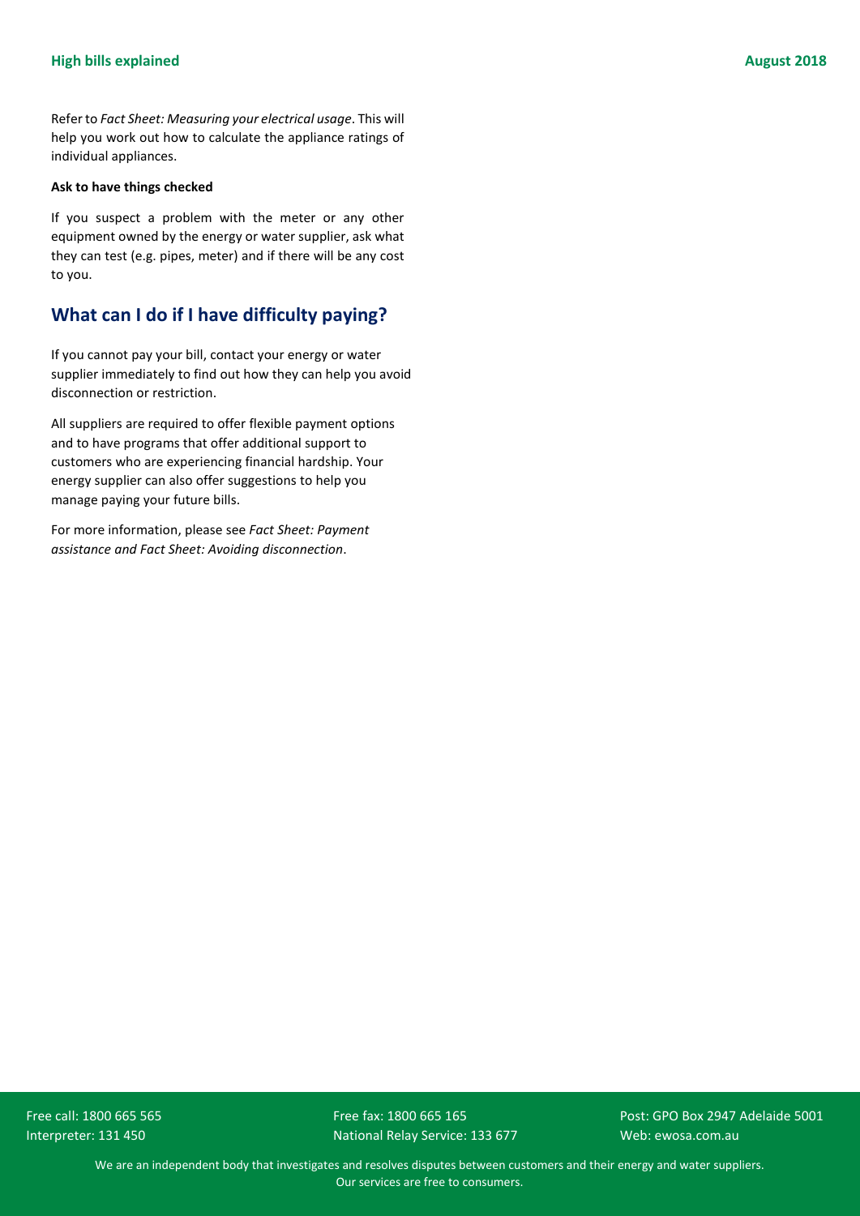Refer to *Fact Sheet: Measuring your electrical usage*. This will help you work out how to calculate the appliance ratings of individual appliances.

**Ask to have things checked**

If you suspect a problem with the meter or any other equipment owned by the energy or water supplier, ask what they can test (e.g. pipes, meter) and if there will be any cost to you.

## What can I do if I have difficulty paying?

If you cannot pay your bill, contact your energy or water supplier immediately to find out how they can help you avoid disconnection or restriction.

All suppliers are required to offer flexible payment options and to have programs that offer additional support to customers who are experiencing financial hardship. Your energy supplier can also offer suggestions to help you manage paying your future bills.

For more information, please see *Fact Sheet: Payment assistance and Fact Sheet: Avoiding disconnection*.

Free call: 1800 665 565
Interpreter: 131 450

Free fax: 1800 665 165
National Relay Service: 133 677

Post: GPO Box 2947 Adelaide 5001
Web: ewosa.com.au

We are an independent body that investigates and resolves disputes between customers and their energy and water suppliers. Our services are free to consumers.